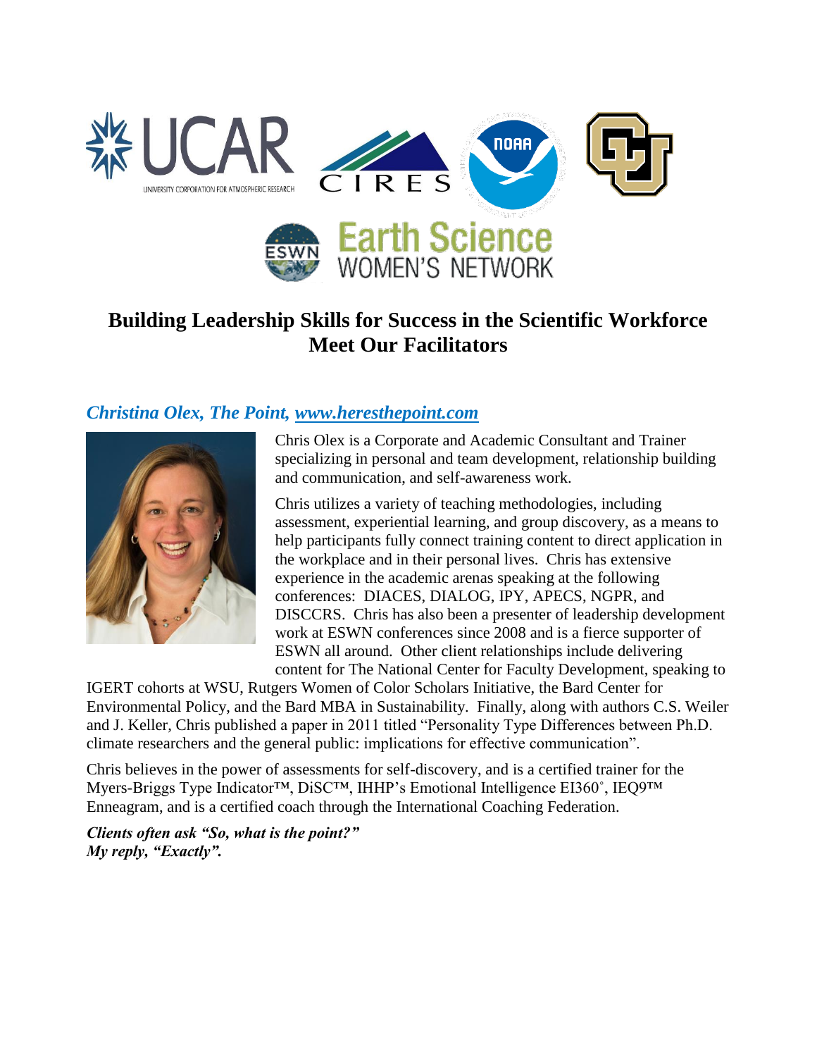# Building Leadership Skills for Success in the Scientific Workforce
# Meet Our Facilitators

### *Christina Olex, The Point, [www.heresthepoint.com](http://www.heresthepoint.com)*

Chris Olex is a Corporate and Academic Consultant and Trainer specializing in personal and team development, relationship building and communication, and self-awareness work.

Chris utilizes a variety of teaching methodologies, including assessment, experiential learning, and group discovery, as a means to help participants fully connect training content to direct application in the workplace and in their personal lives. Chris has extensive experience in the academic arenas speaking at the following conferences: DIACES, DIALOG, IPY, APECS, NGPR, and DISCCRS. Chris has also been a presenter of leadership development work at ESWN conferences since 2008 and is a fierce supporter of ESWN all around. Other client relationships include delivering content for The National Center for Faculty Development, speaking to IGERT cohorts at WSU, Rutgers Women of Color Scholars Initiative, the Bard Center for Environmental Policy, and the Bard MBA in Sustainability. Finally, along with authors C.S. Weiler and J. Keller, Chris published a paper in 2011 titled "Personality Type Differences between Ph.D. climate researchers and the general public: implications for effective communication".

Chris believes in the power of assessments for self-discovery, and is a certified trainer for the Myers-Briggs Type Indicator™, DiSC™, IHHP's Emotional Intelligence EI360˚, IEQ9™ Enneagram, and is a certified coach through the International Coaching Federation.

***Clients often ask "So, what is the point?"***
***My reply, "Exactly".***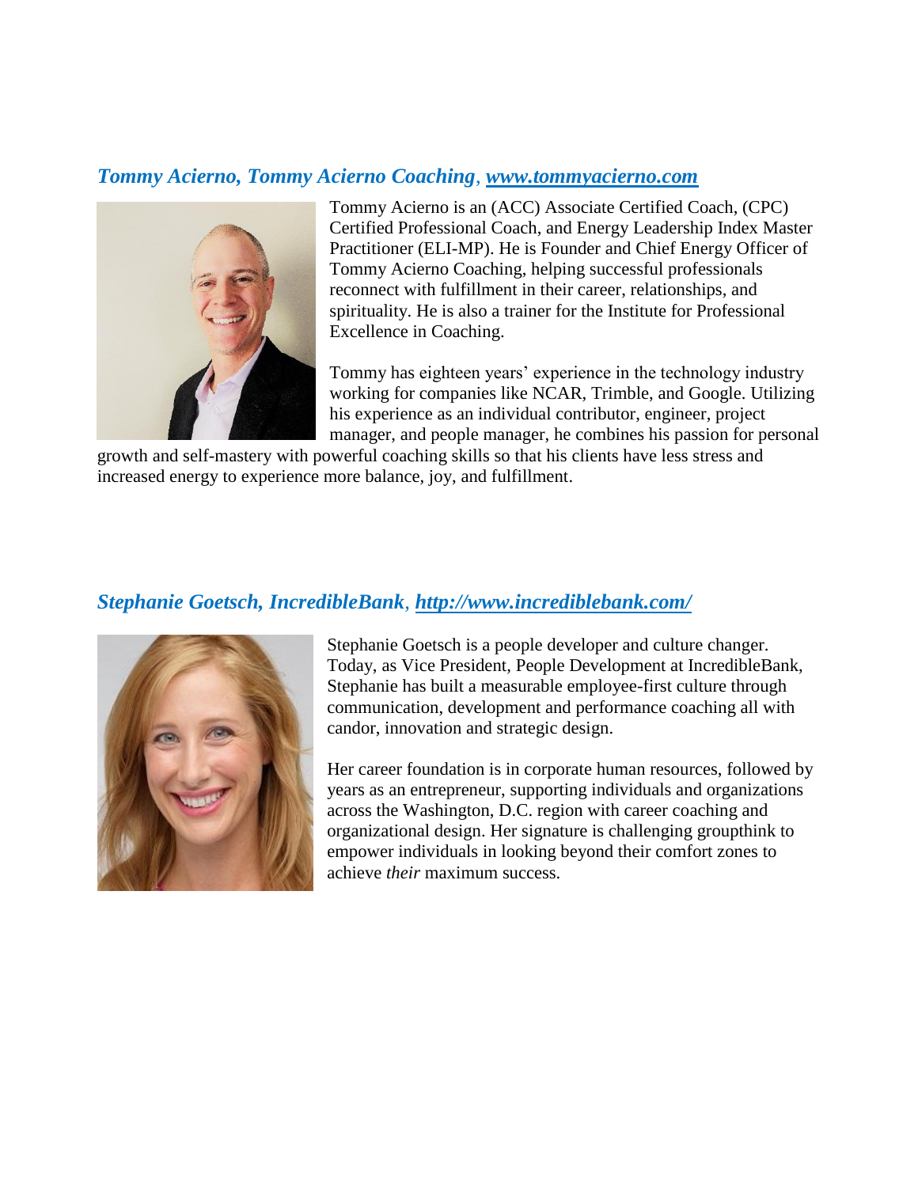### *Tommy Acierno, Tommy Acierno Coaching*, [*www.tommyacierno.com*](http://www.tommyacierno.com)

Tommy Acierno is an (ACC) Associate Certified Coach, (CPC) Certified Professional Coach, and Energy Leadership Index Master Practitioner (ELI-MP). He is Founder and Chief Energy Officer of Tommy Acierno Coaching, helping successful professionals reconnect with fulfillment in their career, relationships, and spirituality. He is also a trainer for the Institute for Professional Excellence in Coaching.

Tommy has eighteen years' experience in the technology industry working for companies like NCAR, Trimble, and Google. Utilizing his experience as an individual contributor, engineer, project manager, and people manager, he combines his passion for personal growth and self-mastery with powerful coaching skills so that his clients have less stress and increased energy to experience more balance, joy, and fulfillment.

### *Stephanie Goetsch, IncredibleBank*, [*http://www.incrediblebank.com/*](http://www.incrediblebank.com/)

Stephanie Goetsch is a people developer and culture changer. Today, as Vice President, People Development at IncredibleBank, Stephanie has built a measurable employee-first culture through communication, development and performance coaching all with candor, innovation and strategic design.

Her career foundation is in corporate human resources, followed by years as an entrepreneur, supporting individuals and organizations across the Washington, D.C. region with career coaching and organizational design. Her signature is challenging groupthink to empower individuals in looking beyond their comfort zones to achieve *their* maximum success.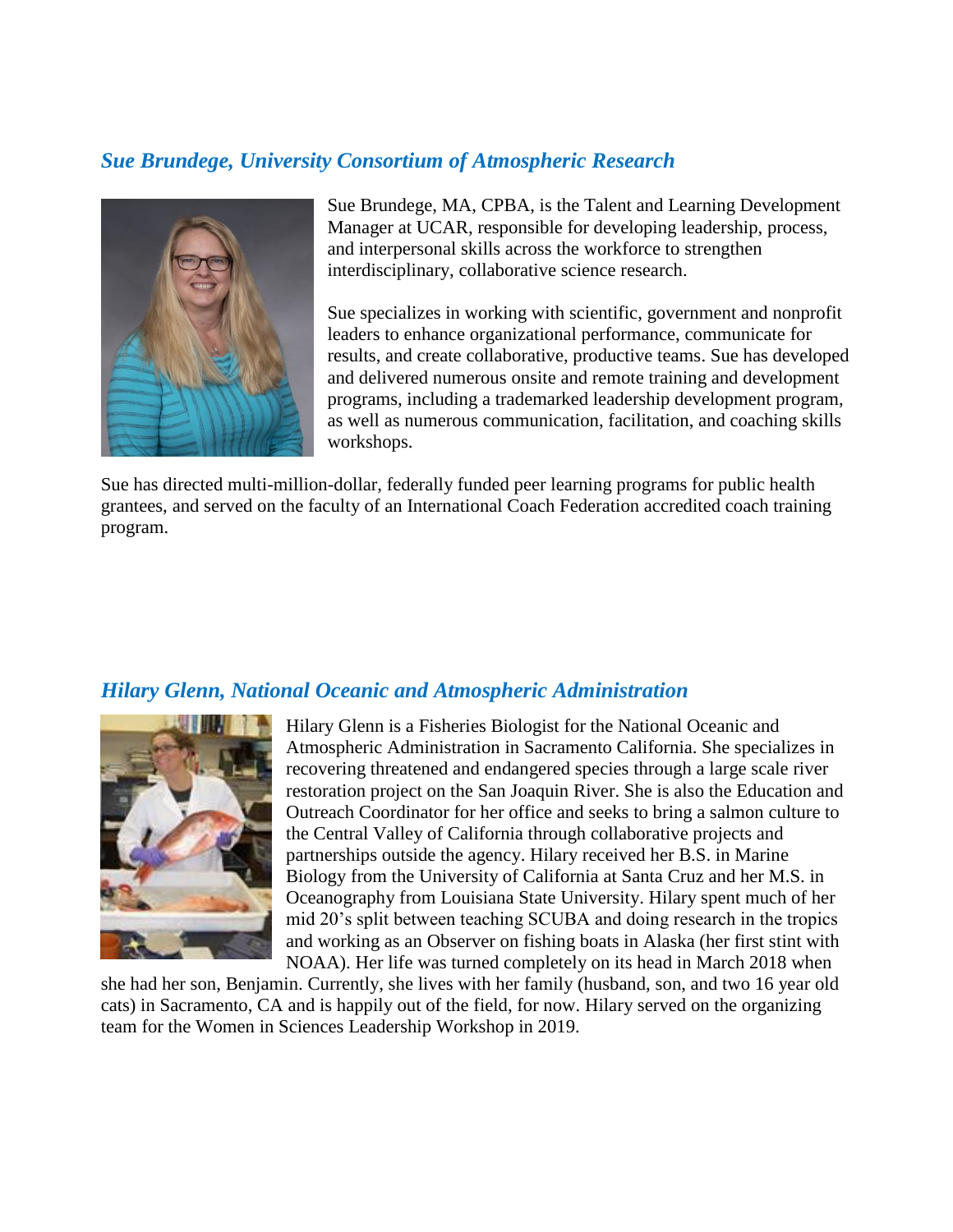## *Sue Brundege, University Consortium of Atmospheric Research*

Sue Brundege, MA, CPBA, is the Talent and Learning Development Manager at UCAR, responsible for developing leadership, process, and interpersonal skills across the workforce to strengthen interdisciplinary, collaborative science research.

Sue specializes in working with scientific, government and nonprofit leaders to enhance organizational performance, communicate for results, and create collaborative, productive teams. Sue has developed and delivered numerous onsite and remote training and development programs, including a trademarked leadership development program, as well as numerous communication, facilitation, and coaching skills workshops.

Sue has directed multi-million-dollar, federally funded peer learning programs for public health grantees, and served on the faculty of an International Coach Federation accredited coach training program.

## *Hilary Glenn, National Oceanic and Atmospheric Administration*

Hilary Glenn is a Fisheries Biologist for the National Oceanic and Atmospheric Administration in Sacramento California. She specializes in recovering threatened and endangered species through a large scale river restoration project on the San Joaquin River. She is also the Education and Outreach Coordinator for her office and seeks to bring a salmon culture to the Central Valley of California through collaborative projects and partnerships outside the agency. Hilary received her B.S. in Marine Biology from the University of California at Santa Cruz and her M.S. in Oceanography from Louisiana State University. Hilary spent much of her mid 20's split between teaching SCUBA and doing research in the tropics and working as an Observer on fishing boats in Alaska (her first stint with NOAA). Her life was turned completely on its head in March 2018 when she had her son, Benjamin. Currently, she lives with her family (husband, son, and two 16 year old cats) in Sacramento, CA and is happily out of the field, for now. Hilary served on the organizing team for the Women in Sciences Leadership Workshop in 2019.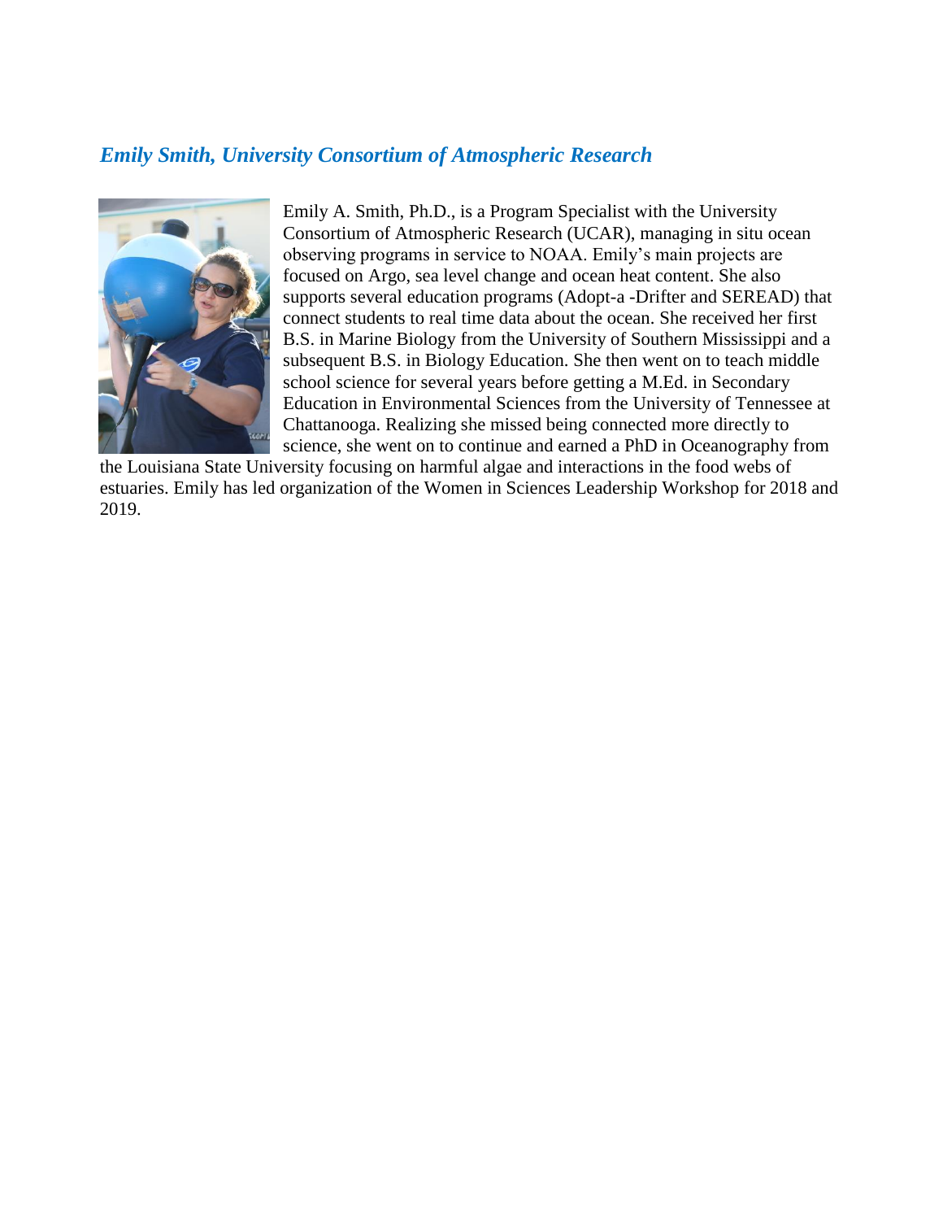### *Emily Smith, University Consortium of Atmospheric Research*

Emily A. Smith, Ph.D., is a Program Specialist with the University Consortium of Atmospheric Research (UCAR), managing in situ ocean observing programs in service to NOAA. Emily's main projects are focused on Argo, sea level change and ocean heat content. She also supports several education programs (Adopt-a -Drifter and SEREAD) that connect students to real time data about the ocean. She received her first B.S. in Marine Biology from the University of Southern Mississippi and a subsequent B.S. in Biology Education. She then went on to teach middle school science for several years before getting a M.Ed. in Secondary Education in Environmental Sciences from the University of Tennessee at Chattanooga. Realizing she missed being connected more directly to science, she went on to continue and earned a PhD in Oceanography from the Louisiana State University focusing on harmful algae and interactions in the food webs of estuaries. Emily has led organization of the Women in Sciences Leadership Workshop for 2018 and 2019.